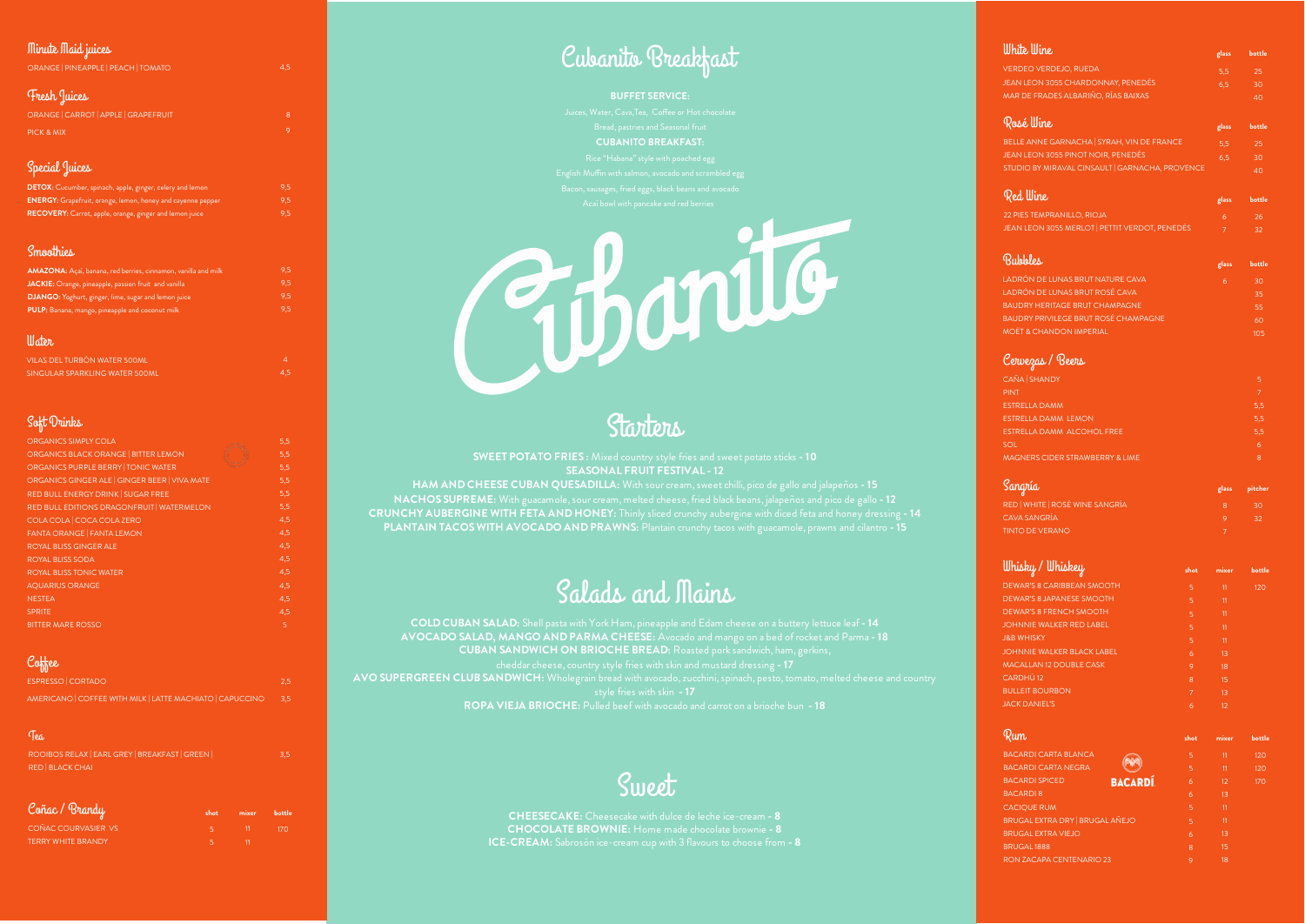## Minute Maid juices

| | |
|---|---|
| ORANGE \| PINEAPPLE \| PEACH \| TOMATO | 4,5 |

## Fresh Juices

| | |
|---|---|
| ORANGE \| CARROT \| APPLE \| GRAPEFRUIT | 8 |
| PICK & MIX | 9 |

## Special Juices

| | |
|---|---|
| **DETOX:** Cucumber, spinach, apple, ginger, celery and lemon | 9,5 |
| **ENERGY:** Grapefruit, orange, lemon, honey and cayenne pepper | 9,5 |
| **RECOVERY:** Carrot, apple, orange, ginger and lemon juice | 9,5 |

## Smoothies

| | |
|---|---|
| **AMAZONA:** Açai, banana, red berries, cinnamon, vanilla and milk | 9,5 |
| **JACKIE:** Orange, pineapple, passion fruit and vanilla | 9,5 |
| **DJANGO:** Yoghurt, ginger, lime, sugar and lemon juice | 9,5 |
| **PULP:** Banana, mango, pineapple and coconut milk | 9,5 |

## Water

| | |
|---|---|
| VILAS DEL TURBÓN WATER 500ML | 4 |
| SINGULAR SPARKLING WATER 500ML | 4,5 |

## Soft Drinks

| | |
|---|---|
| ORGANICS SIMPLY COLA | 5,5 |
| ORGANICS BLACK ORANGE \| BITTER LEMON | 5,5 |
| ORGANICS PURPLE BERRY \| TONIC WATER | 5,5 |
| ORGANICS GINGER ALE \| GINGER BEER \| VIVA MATE | 5,5 |
| RED BULL ENERGY DRINK \| SUGAR FREE | 5,5 |
| RED BULL EDITIONS DRAGONFRUIT \| WATERMELON | 5,5 |
| COLA COLA \| COCA COLA ZERO | 4,5 |
| FANTA ORANGE \| FANTA LEMON | 4,5 |
| ROYAL BLISS GINGER ALE | 4,5 |
| ROYAL BLISS SODA | 4,5 |
| ROYAL BLISS TONIC WATER | 4,5 |
| AQUARIUS ORANGE | 4,5 |
| NESTEA | 4,5 |
| SPRITE | 4,5 |
| BITTER MARE ROSSO | 5 |

## Coffee

| | |
|---|---|
| ESPRESSO \| CORTADO | 2,5 |
| AMERICANO \| COFFEE WITH MILK \| LATTE MACHIATO \| CAPUCCINO | 3,5 |

## Tea

| | |
|---|---|
| ROOIBOS RELAX \| EARL GREY \| BREAKFAST \| GREEN \| RED \| BLACK CHAI | 3,5 |

## Coñac / Brandy

| | shot | mixer | bottle |
|---|---|---|---|
| COÑAC COURVASIER VS | 5 | 11 | 170 |
| TERRY WHITE BRANDY | 5 | 11 | |

# Cubanito Breakfast

**BUFFET SERVICE:**

Juices, Water, Cava,Tea, Coffee or Hot chocolate

Bread, pastries and Seasonal fruit

**CUBANITO BREAKFAST:**

Rice "Habana" style with poached egg

English Muffin with salmon, avocado and scrambled egg

Bacon, sausages, fried eggs, black beans and avocado

Acai bowl with pancake and red berries

Cubanito

# Starters

**SWEET POTATO FRIES :** Mixed country style fries and sweet potato sticks **- 10**

**SEASONAL FRUIT FESTIVAL - 12**

**HAM AND CHEESE CUBAN QUESADILLA:** With sour cream, sweet chilli, pico de gallo and jalapeños **- 15**

**NACHOS SUPREME:** With guacamole, sour cream, melted cheese, fried black beans, jalapeños and pico de gallo **- 12**

**CRUNCHY AUBERGINE WITH FETA AND HONEY:** Thinly sliced crunchy aubergine with diced feta and honey dressing **- 14**

**PLANTAIN TACOS WITH AVOCADO AND PRAWNS:** Plantain crunchy tacos with guacamole, prawns and cilantro **- 15**

# Salads and Mains

**COLD CUBAN SALAD:** Shell pasta with York Ham, pineapple and Edam cheese on a buttery lettuce leaf **- 14**

**AVOCADO SALAD, MANGO AND PARMA CHEESE:** Avocado and mango on a bed of rocket and Parma **- 18**

**CUBAN SANDWICH ON BRIOCHE BREAD:** Roasted pork sandwich, ham, gerkins, cheddar cheese, country style fries with skin and mustard dressing **- 17**

**AVO SUPERGREEN CLUB SANDWICH:** Wholegrain bread with avocado, zucchini, spinach, pesto, tomato, melted cheese and country style fries with skin **- 17**

**ROPA VIEJA BRIOCHE:** Pulled beef with avocado and carrot on a brioche bun **- 18**

# Sweet

**CHEESECAKE:** Cheesecake with dulce de leche ice-cream **- 8**

**CHOCOLATE BROWNIE:** Home made chocolate brownie **- 8**

**ICE-CREAM:** Sabrosón ice-cream cup with 3 flavours to choose from **- 8**

## White Wine

| | glass | bottle |
|---|---|---|
| VERDEO VERDEJO, RUEDA | 5,5 | 25 |
| JEAN LEON 3055 CHARDONNAY, PENEDÉS | 6,5 | 30 |
| MAR DE FRADES ALBARIÑO, RÍAS BAIXAS | | 40 |

## Rosé Wine

| | glass | bottle |
|---|---|---|
| BELLE ANNE GARNACHA \| SYRAH, VIN DE FRANCE | 5,5 | 25 |
| JEAN LEON 3055 PINOT NOIR, PENEDÉS | 6,5 | 30 |
| STUDIO BY MIRAVAL CINSAULT \| GARNACHA, PROVENCE | | 40 |

## Red Wine

| | glass | bottle |
|---|---|---|
| 22 PIES TEMPRANILLO, RIOJA | 6 | 26 |
| JEAN LEON 3055 MERLOT \| PETTIT VERDOT, PENEDÉS | 7 | 32 |

## Bubbles

| | glass | bottle |
|---|---|---|
| LADRÓN DE LUNAS BRUT NATURE CAVA | 6 | 30 |
| LADRÓN DE LUNAS BRUT ROSÉ CAVA | | 35 |
| BAUDRY HERITAGE BRUT CHAMPAGNE | | 55 |
| BAUDRY PRIVILEGE BRUT ROSÉ CHAMPAGNE | | 60 |
| MOËT & CHANDON IMPERIAL | | 105 |

## Cervezas / Beers

| | |
|---|---|
| CAÑA \| SHANDY | 5 |
| PINT | 7 |
| ESTRELLA DAMM | 5,5 |
| ESTRELLA DAMM LEMON | 5,5 |
| ESTRELLA DAMM ALCOHOL FREE | 5,5 |
| SOL | 6 |
| MAGNERS CIDER STRAWBERRY & LIME | 8 |

## Sangría

| | glass | pitcher |
|---|---|---|
| RED \| WHITE \| ROSÉ WINE SANGRÍA | 8 | 30 |
| CAVA SANGRÍA | 9 | 32 |
| TINTO DE VERANO | 7 | |

## Whisky / Whiskey

| | shot | mixer | bottle |
|---|---|---|---|
| DEWAR'S 8 CARIBBEAN SMOOTH | 5 | 11 | 120 |
| DEWAR'S 8 JAPANESE SMOOTH | 5 | 11 | |
| DEWAR'S 8 FRENCH SMOOTH | 5 | 11 | |
| JOHNNIE WALKER RED LABEL | 5 | 11 | |
| J&B WHISKY | 5 | 11 | |
| JOHNNIE WALKER BLACK LABEL | 6 | 13 | |
| MACALLAN 12 DOUBLE CASK | 9 | 18 | |
| CARDHÚ 12 | 8 | 15 | |
| BULLEIT BOURBON | 7 | 13 | |
| JACK DANIEL'S | 6 | 12 | |

## Rum

| | shot | mixer | bottle |
|---|---|---|---|
| BACARDI CARTA BLANCA | 5 | 11 | 120 |
| BACARDI CARTA NEGRA | 5 | 11 | 120 |
| BACARDI SPICED | 6 | 12 | 170 |
| BACARDI 8 | 6 | 13 | |
| CACIQUE RUM | 5 | 11 | |
| BRUGAL EXTRA DRY \| BRUGAL AÑEJO | 5 | 11 | |
| BRUGAL EXTRA VIEJO | 6 | 13 | |
| BRUGAL 1888 | 8 | 15 | |
| RON ZACAPA CENTENARIO 23 | 9 | 18 | |

BACARDÍ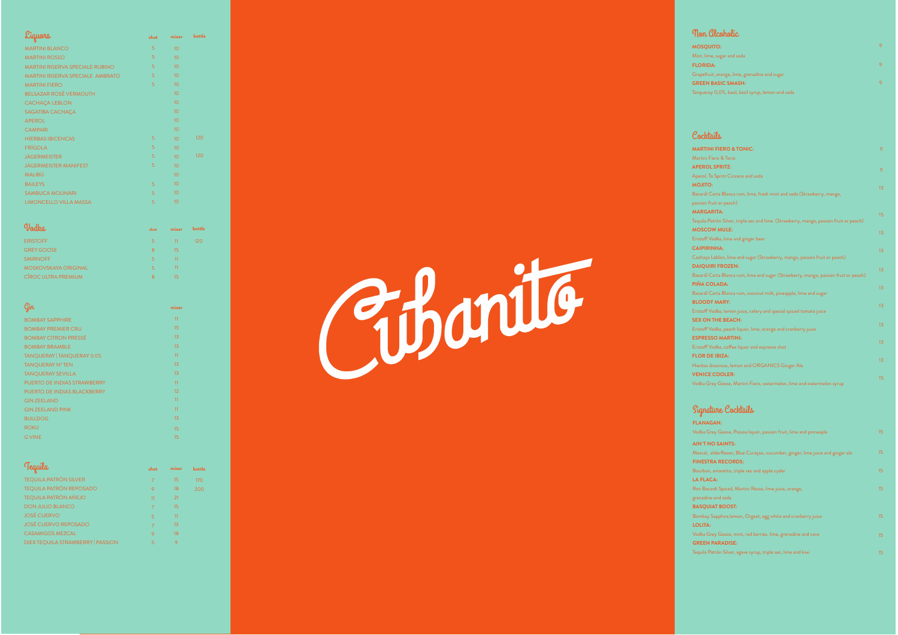## Liquors

| | shot | mixer | bottle |
|---|---|---|---|
| MARTINI BLANCO | 5 | 10 | |
| MARTINI ROSSO | 5 | 10 | |
| MARTINI RISERVA SPECIALE RUBINO | 5 | 10 | |
| MARTINI RISERVA SPECIALE AMBRATO | 5 | 10 | |
| MARTINI FIERO | 5 | 10 | |
| BELSAZAR ROSÉ VERMOUTH | | 10 | |
| CACHAÇA LEBLON | | 10 | |
| SAGATIBA CACHAÇA | | 10 | |
| APEROL | | 10 | |
| CAMPARI | | 10 | |
| HIERBAS IBICENCAS | 5 | 10 | 120 |
| FRÍGOLA | 5 | 10 | |
| JAGERMEISTER | 5 | 10 | 120 |
| JAGERMEISTER MANIFEST | 5 | 10 | |
| MALIBÚ | | 10 | |
| BAILEYS | 5 | 10 | |
| SAMBUCA MOLINARI | 5 | 10 | |
| LIMONCELLO VILLA MASSA | 5 | 10 | |

## Vodka

| | shot | mixer | bottle |
|---|---|---|---|
| ERISTOFF | 5 | 11 | 120 |
| GREY GOOSE | 8 | 15 | |
| SMIRNOFF | 5 | 11 | |
| MOSKOVSKAYA ORIGINAL | 5 | 11 | |
| CÎROC ULTRA PREMIUM | 8 | 15 | |

## Gin

| | mixer |
|---|---|
| BOMBAY SAPPHIRE | 11 |
| BOMBAY PREMIER CRU | 15 |
| BOMBAY CITRON PRESSÉ | 13 |
| BOMBAY BRAMBLE | 13 |
| TANQUERAY \| TANQUERAY 0.0% | 11 |
| TANQUERAY Nº TEN | 13 |
| TANQUERAY SEVILLA | 13 |
| PUERTO DE INDIAS STRAWBERRY | 11 |
| PUERTO DE INDIAS BLACKBERRY | 12 |
| GIN ZEELAND | 11 |
| GIN ZEELAND PINK | 11 |
| BULLDOG | 13 |
| ROKU | 15 |
| G'VINE | 15 |

## Tequila

| | shot | mixer | bottle |
|---|---|---|---|
| TEQUILA PATRÓN SILVER | 7 | 15 | 170 |
| TEQUILA PATRÓN REPOSADO | 9 | 18 | 200 |
| TEQUILA PATRÓN AÑEJO | 11 | 21 | |
| DON JULIO BLANCO | 7 | 15 | |
| JOSÉ CUERVO | 5 | 11 | |
| JOSÉ CUERVO REPOSADO | 7 | 13 | |
| CASAMIGOS MEZCAL | 9 | 18 | |
| DIEX TEQUILA STRAWBERRY \| PASSION | 5 | 9 | |

# Cubanito

## Non Alcoholic

**MOSQUITO:** 9
Mint, lime, sugar and soda

**FLORIDA:** 9
Grapefruit, orange, lime, grenadine and sugar

**GREEN BASIC SMASH:** 9
Tanqueray 0,0%, basil, basil syrup, lemon and soda

## Cocktails

**MARTINI FIERO & TONIC:** 11
Martini Fiero & Tonic

**APEROL SPRITZ:** 11
Aperol, To Spritz Cinzano and soda

**MOJITO:** 13
Bacardi Carta Blanca rum, lime, fresh mint and soda (Strawberry, mango, passion fruit or peach)

**MARGARITA:** 15
Tequila Patrón Silver, triple sec and lime. (Strawberry, mango, passion fruit or peach)

**MOSCOW MULE:** 13
Eristoff Vodka, lime and ginger beer

**CAIPIRINHA:** 13
Cachaça Leblon, lime and sugar (Strawberry, mango, passion fruit or peach)

**DAIQUIRI FROZEN:** 13
Bacardi Carta Blanca rum, lime and sugar (Strawberry, mango, passion fruit or peach)

**PIÑA COLADA:** 13
Bacardi Carta Blanca rum, coconut milk, pineapple, lime and sugar

**BLOODY MARY:** 13
Eristoff Vodka, lemon juice, celery and special spiced tomato juice

**SEX ON THE BEACH:** 13
Eristoff Vodka, peach liquor, lime, orange and cranberry juice

**ESPRESSO MARTINI:** 13
Eristoff Vodka, coffee liquor and espresso shot

**FLOR DE IBIZA:** 13
Hierbas ibicencas, lemon and ORGANICS Ginger Ale

**VENICE COOLER:** 15
Vodka Grey Goose, Martini Fiero, watermelon, lime and watermelon syrup

## Signature Cocktails

**FLANAGAN:** 15
Vodka Grey Goose, Passoa liquor, passion fruit, lime and pineapple

**AIN'T NO SAINTS:** 15
Mezcal, elderflower, Blue Curaçao, cucumber, ginger, lime juice and ginger ale

**FINESTRA RECORDS:** 15
Bourbon, amaretto, triple sec and apple cyder

**LA FLACA:** 15
Ron Bacardi Spiced, Martini Rosso, lime juice, orange, grenadine and soda

**BASQUIAT BOOST:** 15
Bombay Sapphire,lemon, Orgeat, egg white and cranberry juice

**LOLITA:** 15
Vodka Grey Goose, mint, red berries, lime, grenadine and cava

**GREEN PARADISE:** 15
Tequila Patrón Silver, agave syrup, triple sec, lime and kiwi